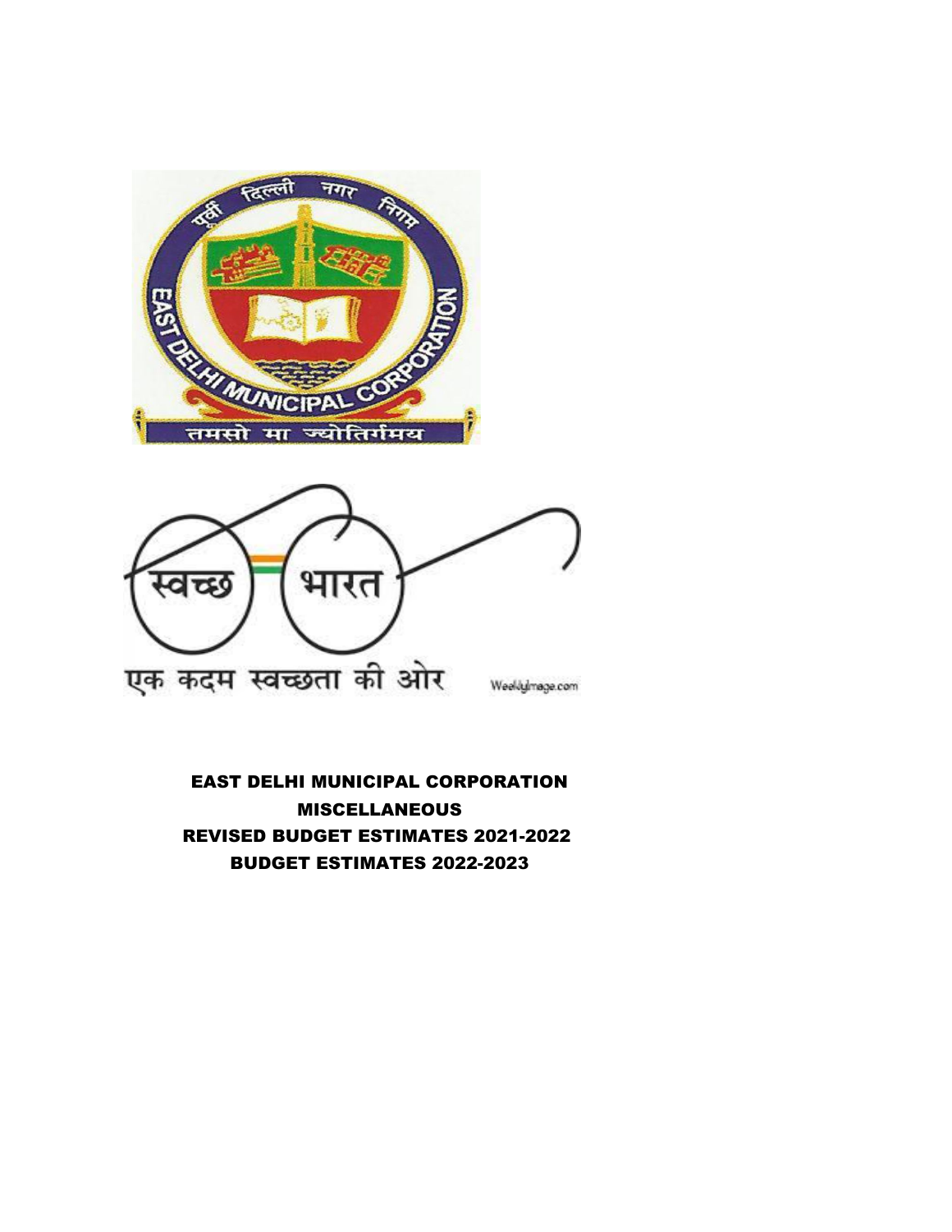# EAST DELHI MUNICIPAL CORPORATION

## MISCELLANEOUS

## REVISED BUDGET ESTIMATES 2021-2022

## BUDGET ESTIMATES 2022-2023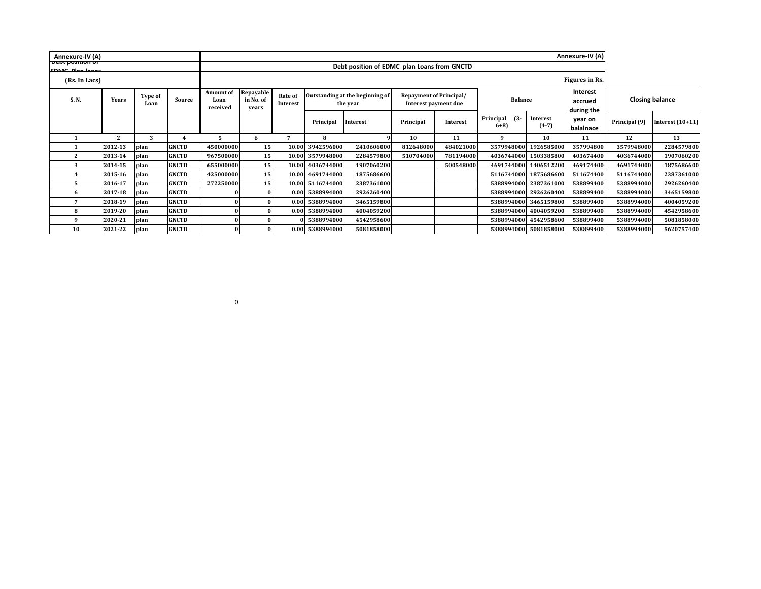Annexure-IV (A)

Debt position of EDMC Plan loans

(Rs. In Lacs)

## Annexure-IV (A)

### Debt position of EDMC plan Loans from GNCTD

Figures in Rs.

| S. N. | Years | Type of Loan | Source | Amount of Loan received | Repayable in No. of years | Rate of Interest | Outstanding at the beginning of the year | | Repayment of Principal/ Interest payment due | | Balance | | Interest accrued during the year on balalnace | Closing balance | |
|---|---|---|---|---|---|---|---|---|---|---|---|---|---|---|---|
| | | | | | | | Principal | Interest | Principal | Interest | Principal (3-6+8) | Interest (4-7) | | Principal (9) | Interest (10+11) |
| 1 | 2 | 3 | 4 | 5 | 6 | 7 | 8 | 9 | 10 | 11 | 9 | 10 | 11 | 12 | 13 |
| 1 | 2012-13 | plan | GNCTD | 450000000 | 15 | 10.00 | 3942596000 | 2410606000 | 812648000 | 484021000 | 3579948000 | 1926585000 | 357994800 | 3579948000 | 2284579800 |
| 2 | 2013-14 | plan | GNCTD | 967500000 | 15 | 10.00 | 3579948000 | 2284579800 | 510704000 | 781194000 | 4036744000 | 1503385800 | 403674400 | 4036744000 | 1907060200 |
| 3 | 2014-15 | plan | GNCTD | 655000000 | 15 | 10.00 | 4036744000 | 1907060200 | | 500548000 | 4691744000 | 1406512200 | 469174400 | 4691744000 | 1875686600 |
| 4 | 2015-16 | plan | GNCTD | 425000000 | 15 | 10.00 | 4691744000 | 1875686600 | | | 5116744000 | 1875686600 | 511674400 | 5116744000 | 2387361000 |
| 5 | 2016-17 | plan | GNCTD | 272250000 | 15 | 10.00 | 5116744000 | 2387361000 | | | 5388994000 | 2387361000 | 538899400 | 5388994000 | 2926260400 |
| 6 | 2017-18 | plan | GNCTD | 0 | 0 | 0.00 | 5388994000 | 2926260400 | | | 5388994000 | 2926260400 | 538899400 | 5388994000 | 3465159800 |
| 7 | 2018-19 | plan | GNCTD | 0 | 0 | 0.00 | 5388994000 | 3465159800 | | | 5388994000 | 3465159800 | 538899400 | 5388994000 | 4004059200 |
| 8 | 2019-20 | plan | GNCTD | 0 | 0 | 0.00 | 5388994000 | 4004059200 | | | 5388994000 | 4004059200 | 538899400 | 5388994000 | 4542958600 |
| 9 | 2020-21 | plan | GNCTD | 0 | 0 | 0 | 5388994000 | 4542958600 | | | 5388994000 | 4542958600 | 538899400 | 5388994000 | 5081858000 |
| 10 | 2021-22 | plan | GNCTD | 0 | 0 | 0.00 | 5388994000 | 5081858000 | | | 5388994000 | 5081858000 | 538899400 | 5388994000 | 5620757400 |

0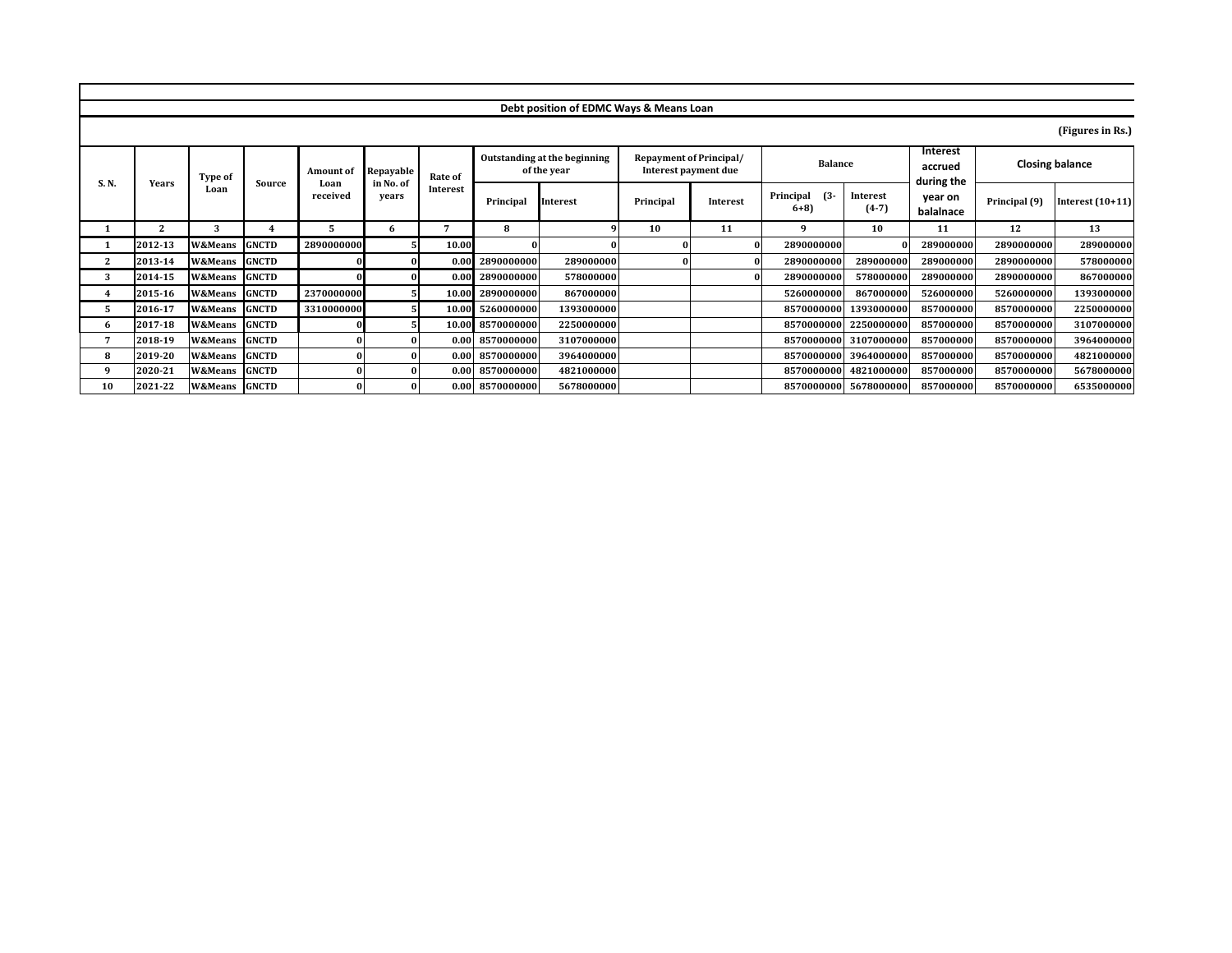## Debt position of EDMC Ways & Means Loan

(Figures in Rs.)

| S. N. | Years | Type of Loan | Source | Amount of Loan received | Repayable in No. of years | Rate of Interest | Outstanding at the beginning of the year | | Repayment of Principal/ Interest payment due | | Balance | | Interest accrued during the year on balalnace | Closing balance | |
|---|---|---|---|---|---|---|---|---|---|---|---|---|---|---|---|
| | | | | | | | Principal | Interest | Principal | Interest | Principal (3-6+8) | Interest (4-7) | | Principal (9) | Interest (10+11) |
| 1 | 2 | 3 | 4 | 5 | 6 | 7 | 8 | 9 | 10 | 11 | 9 | 10 | 11 | 12 | 13 |
| 1 | 2012-13 | W&Means | GNCTD | 2890000000 | 5 | 10.00 | 0 | 0 | 0 | 0 | 2890000000 | 0 | 289000000 | 2890000000 | 289000000 |
| 2 | 2013-14 | W&Means | GNCTD | 0 | 0 | 0.00 | 2890000000 | 289000000 | 0 | 0 | 2890000000 | 289000000 | 289000000 | 2890000000 | 578000000 |
| 3 | 2014-15 | W&Means | GNCTD | 0 | 0 | 0.00 | 2890000000 | 578000000 | | 0 | 2890000000 | 578000000 | 289000000 | 2890000000 | 867000000 |
| 4 | 2015-16 | W&Means | GNCTD | 2370000000 | 5 | 10.00 | 2890000000 | 867000000 | | | 5260000000 | 867000000 | 526000000 | 5260000000 | 1393000000 |
| 5 | 2016-17 | W&Means | GNCTD | 3310000000 | 5 | 10.00 | 5260000000 | 1393000000 | | | 8570000000 | 1393000000 | 857000000 | 8570000000 | 2250000000 |
| 6 | 2017-18 | W&Means | GNCTD | 0 | 5 | 10.00 | 8570000000 | 2250000000 | | | 8570000000 | 2250000000 | 857000000 | 8570000000 | 3107000000 |
| 7 | 2018-19 | W&Means | GNCTD | 0 | 0 | 0.00 | 8570000000 | 3107000000 | | | 8570000000 | 3107000000 | 857000000 | 8570000000 | 3964000000 |
| 8 | 2019-20 | W&Means | GNCTD | 0 | 0 | 0.00 | 8570000000 | 3964000000 | | | 8570000000 | 3964000000 | 857000000 | 8570000000 | 4821000000 |
| 9 | 2020-21 | W&Means | GNCTD | 0 | 0 | 0.00 | 8570000000 | 4821000000 | | | 8570000000 | 4821000000 | 857000000 | 8570000000 | 5678000000 |
| 10 | 2021-22 | W&Means | GNCTD | 0 | 0 | 0.00 | 8570000000 | 5678000000 | | | 8570000000 | 5678000000 | 857000000 | 8570000000 | 6535000000 |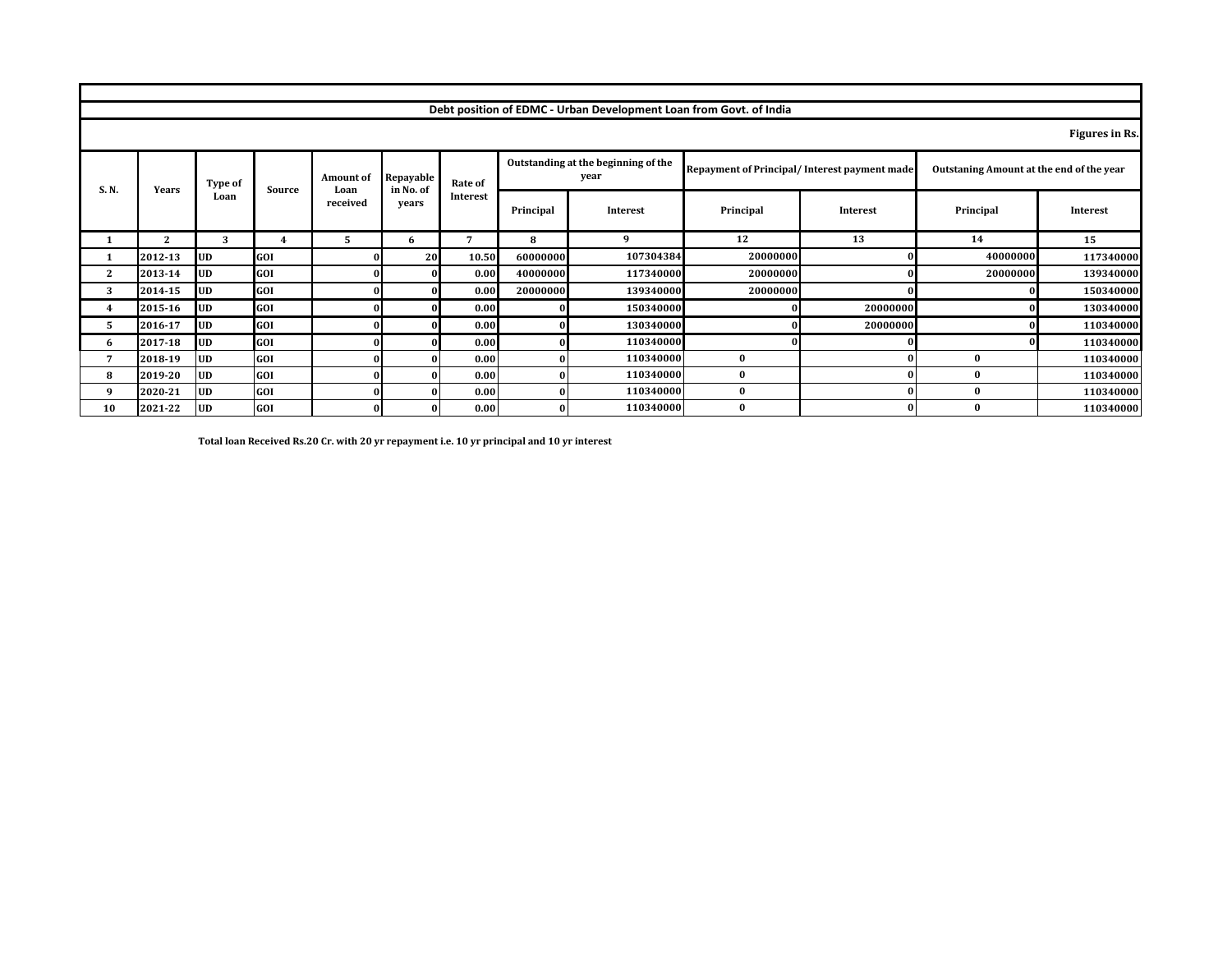## Debt position of EDMC - Urban Development Loan from Govt. of India

Figures in Rs.

| S. N. | Years | Type of Loan | Source | Amount of Loan received | Repayable in No. of years | Rate of Interest | Outstanding at the beginning of the year | | Repayment of Principal/ Interest payment made | | Outstaning Amount at the end of the year | |
|---|---|---|---|---|---|---|---|---|---|---|---|---|
| | | | | | | | Principal | Interest | Principal | Interest | Principal | Interest |
| 1 | 2 | 3 | 4 | 5 | 6 | 7 | 8 | 9 | 12 | 13 | 14 | 15 |
| 1 | 2012-13 | UD | GOI | 0 | 20 | 10.50 | 60000000 | 107304384 | 20000000 | 0 | 40000000 | 117340000 |
| 2 | 2013-14 | UD | GOI | 0 | 0 | 0.00 | 40000000 | 117340000 | 20000000 | 0 | 20000000 | 139340000 |
| 3 | 2014-15 | UD | GOI | 0 | 0 | 0.00 | 20000000 | 139340000 | 20000000 | 0 | 0 | 150340000 |
| 4 | 2015-16 | UD | GOI | 0 | 0 | 0.00 | 0 | 150340000 | 0 | 20000000 | 0 | 130340000 |
| 5 | 2016-17 | UD | GOI | 0 | 0 | 0.00 | 0 | 130340000 | 0 | 20000000 | 0 | 110340000 |
| 6 | 2017-18 | UD | GOI | 0 | 0 | 0.00 | 0 | 110340000 | 0 | 0 | 0 | 110340000 |
| 7 | 2018-19 | UD | GOI | 0 | 0 | 0.00 | 0 | 110340000 | 0 | 0 | 0 | 110340000 |
| 8 | 2019-20 | UD | GOI | 0 | 0 | 0.00 | 0 | 110340000 | 0 | 0 | 0 | 110340000 |
| 9 | 2020-21 | UD | GOI | 0 | 0 | 0.00 | 0 | 110340000 | 0 | 0 | 0 | 110340000 |
| 10 | 2021-22 | UD | GOI | 0 | 0 | 0.00 | 0 | 110340000 | 0 | 0 | 0 | 110340000 |

**Total loan Received Rs.20 Cr. with 20 yr repayment i.e. 10 yr principal and 10 yr interest**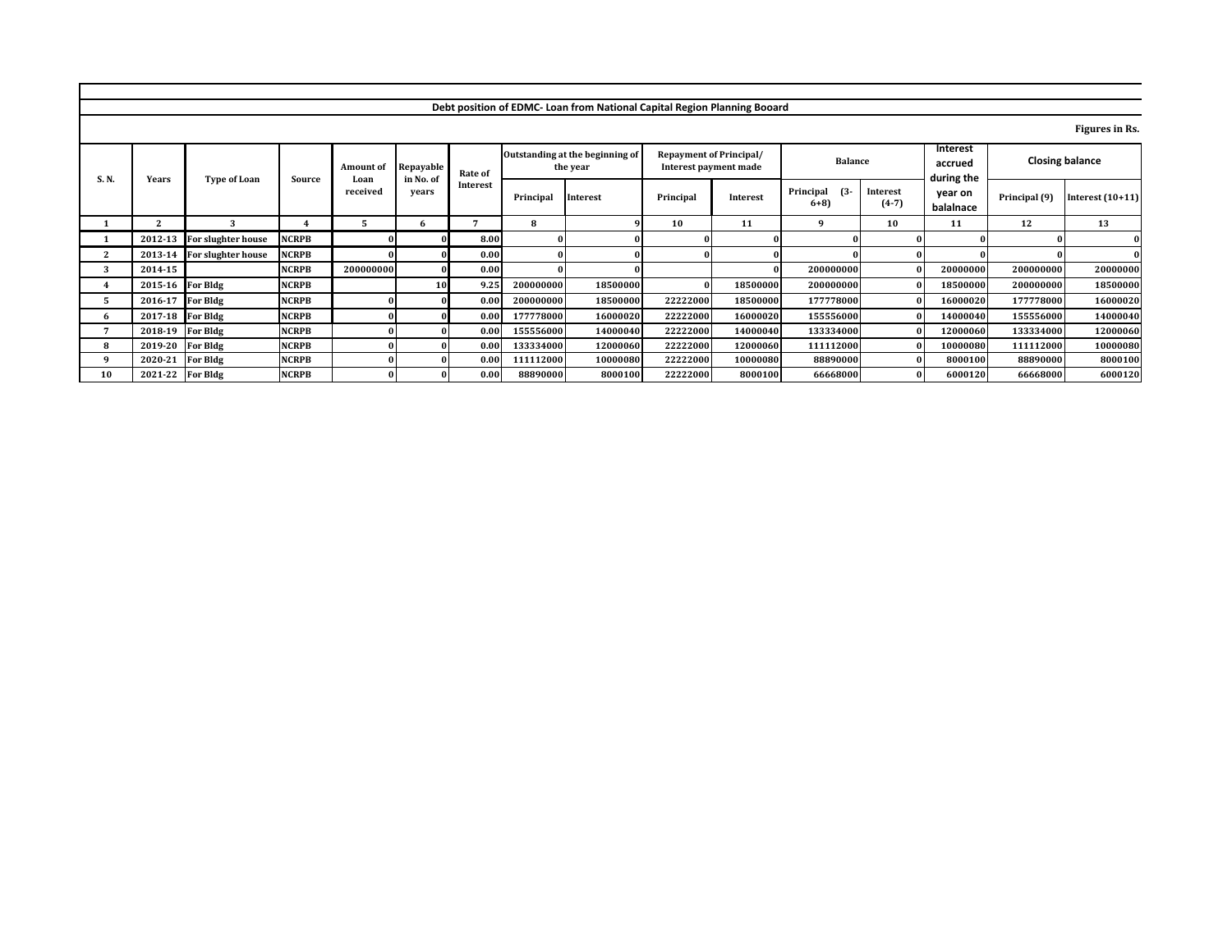## Debt position of EDMC- Loan from National Capital Region Planning Booard

Figures in Rs.

| S. N. | Years | Type of Loan | Source | Amount of Loan received | Repayable in No. of years | Rate of Interest | Outstanding at the beginning of the year | | Repayment of Principal/ Interest payment made | | Balance | | Interest accrued during the year on balalnace | Closing balance | |
|---|---|---|---|---|---|---|---|---|---|---|---|---|---|---|---|
| | | | | | | | Principal | Interest | Principal | Interest | Principal (3-6+8) | Interest (4-7) | | Principal (9) | Interest (10+11) |
| 1 | 2 | 3 | 4 | 5 | 6 | 7 | 8 | 9 | 10 | 11 | 9 | 10 | 11 | 12 | 13 |
| 1 | 2012-13 | For slughter house | NCRPB | 0 | 0 | 8.00 | 0 | 0 | 0 | 0 | 0 | 0 | 0 | 0 | 0 |
| 2 | 2013-14 | For slughter house | NCRPB | 0 | 0 | 0.00 | 0 | 0 | 0 | 0 | 0 | 0 | 0 | 0 | 0 |
| 3 | 2014-15 | | NCRPB | 200000000 | 0 | 0.00 | 0 | 0 | | 0 | 200000000 | 0 | 20000000 | 200000000 | 20000000 |
| 4 | 2015-16 | For Bldg | NCRPB | | 10 | 9.25 | 200000000 | 18500000 | 0 | 18500000 | 200000000 | 0 | 18500000 | 200000000 | 18500000 |
| 5 | 2016-17 | For Bldg | NCRPB | 0 | 0 | 0.00 | 200000000 | 18500000 | 22222000 | 18500000 | 177778000 | 0 | 16000020 | 177778000 | 16000020 |
| 6 | 2017-18 | For Bldg | NCRPB | 0 | 0 | 0.00 | 177778000 | 16000020 | 22222000 | 16000020 | 155556000 | 0 | 14000040 | 155556000 | 14000040 |
| 7 | 2018-19 | For Bldg | NCRPB | 0 | 0 | 0.00 | 155556000 | 14000040 | 22222000 | 14000040 | 133334000 | 0 | 12000060 | 133334000 | 12000060 |
| 8 | 2019-20 | For Bldg | NCRPB | 0 | 0 | 0.00 | 133334000 | 12000060 | 22222000 | 12000060 | 111112000 | 0 | 10000080 | 111112000 | 10000080 |
| 9 | 2020-21 | For Bldg | NCRPB | 0 | 0 | 0.00 | 111112000 | 10000080 | 22222000 | 10000080 | 88890000 | 0 | 8000100 | 88890000 | 8000100 |
| 10 | 2021-22 | For Bldg | NCRPB | 0 | 0 | 0.00 | 88890000 | 8000100 | 22222000 | 8000100 | 66668000 | 0 | 6000120 | 66668000 | 6000120 |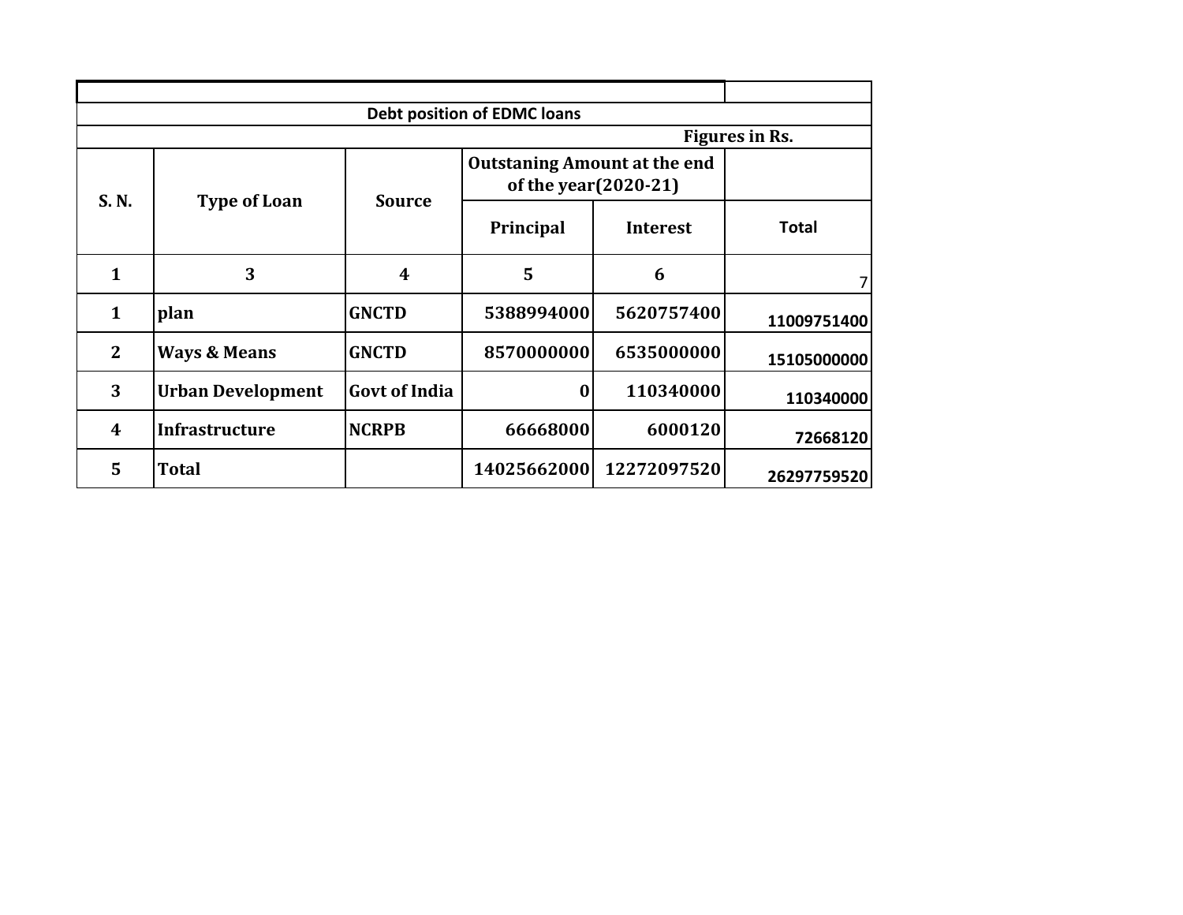## Debt position of EDMC loans

Figures in Rs.

| S. N. | Type of Loan | Source | Outstaning Amount at the end of the year(2020-21) | | |
|---|---|---|---|---|---|
| | | | Principal | Interest | Total |
| 1 | 3 | 4 | 5 | 6 | 7 |
| 1 | plan | GNCTD | 5388994000 | 5620757400 | 11009751400 |
| 2 | Ways & Means | GNCTD | 8570000000 | 6535000000 | 15105000000 |
| 3 | Urban Development | Govt of India | 0 | 110340000 | 110340000 |
| 4 | Infrastructure | NCRPB | 66668000 | 6000120 | 72668120 |
| 5 | Total | | 14025662000 | 12272097520 | 26297759520 |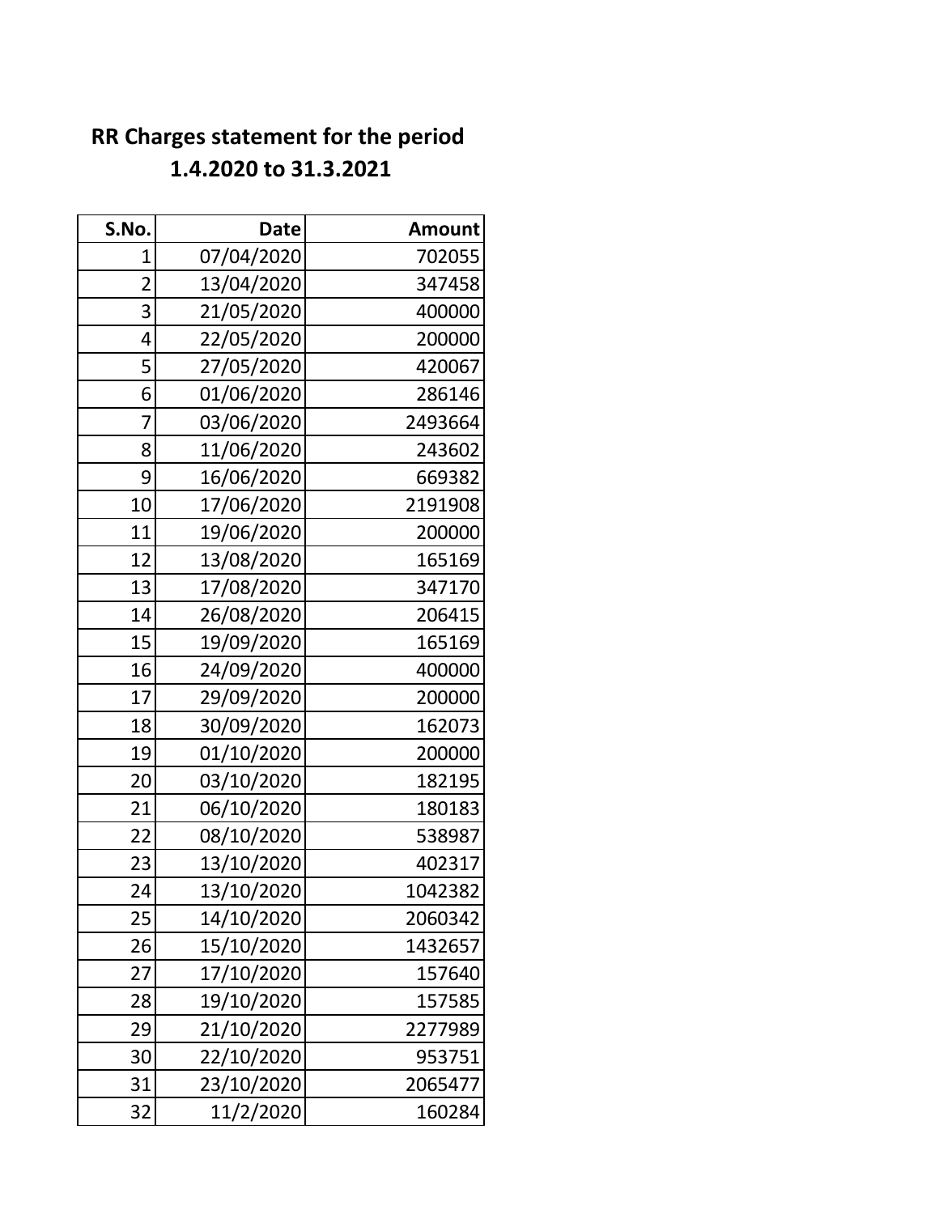## RR Charges statement for the period 1.4.2020 to 31.3.2021

| S.No. | Date | Amount |
|---:|---:|---:|
| 1 | 07/04/2020 | 702055 |
| 2 | 13/04/2020 | 347458 |
| 3 | 21/05/2020 | 400000 |
| 4 | 22/05/2020 | 200000 |
| 5 | 27/05/2020 | 420067 |
| 6 | 01/06/2020 | 286146 |
| 7 | 03/06/2020 | 2493664 |
| 8 | 11/06/2020 | 243602 |
| 9 | 16/06/2020 | 669382 |
| 10 | 17/06/2020 | 2191908 |
| 11 | 19/06/2020 | 200000 |
| 12 | 13/08/2020 | 165169 |
| 13 | 17/08/2020 | 347170 |
| 14 | 26/08/2020 | 206415 |
| 15 | 19/09/2020 | 165169 |
| 16 | 24/09/2020 | 400000 |
| 17 | 29/09/2020 | 200000 |
| 18 | 30/09/2020 | 162073 |
| 19 | 01/10/2020 | 200000 |
| 20 | 03/10/2020 | 182195 |
| 21 | 06/10/2020 | 180183 |
| 22 | 08/10/2020 | 538987 |
| 23 | 13/10/2020 | 402317 |
| 24 | 13/10/2020 | 1042382 |
| 25 | 14/10/2020 | 2060342 |
| 26 | 15/10/2020 | 1432657 |
| 27 | 17/10/2020 | 157640 |
| 28 | 19/10/2020 | 157585 |
| 29 | 21/10/2020 | 2277989 |
| 30 | 22/10/2020 | 953751 |
| 31 | 23/10/2020 | 2065477 |
| 32 | 11/2/2020 | 160284 |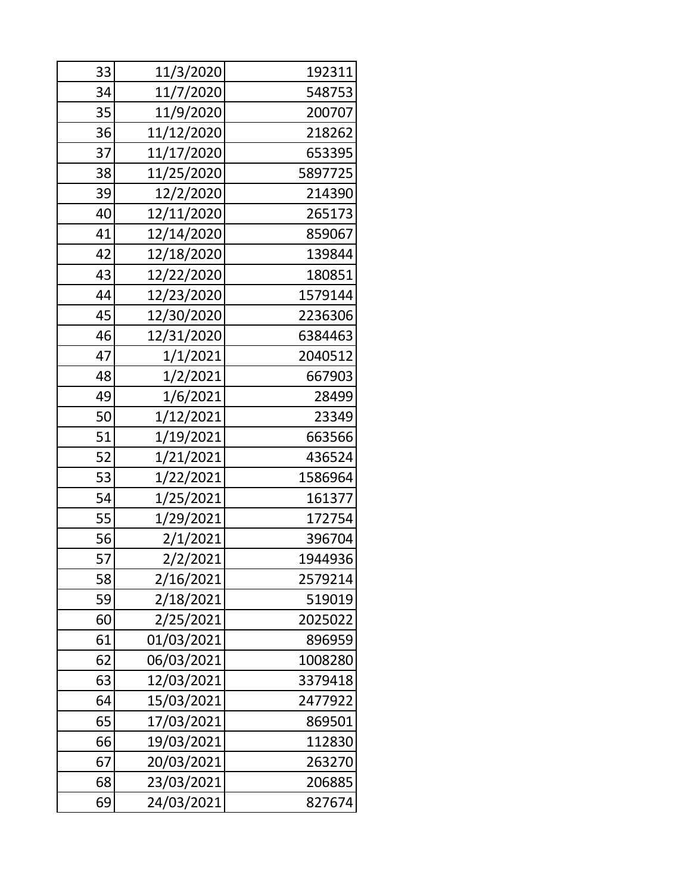| | | |
|---|---|---|
| 33 | 11/3/2020 | 192311 |
| 34 | 11/7/2020 | 548753 |
| 35 | 11/9/2020 | 200707 |
| 36 | 11/12/2020 | 218262 |
| 37 | 11/17/2020 | 653395 |
| 38 | 11/25/2020 | 5897725 |
| 39 | 12/2/2020 | 214390 |
| 40 | 12/11/2020 | 265173 |
| 41 | 12/14/2020 | 859067 |
| 42 | 12/18/2020 | 139844 |
| 43 | 12/22/2020 | 180851 |
| 44 | 12/23/2020 | 1579144 |
| 45 | 12/30/2020 | 2236306 |
| 46 | 12/31/2020 | 6384463 |
| 47 | 1/1/2021 | 2040512 |
| 48 | 1/2/2021 | 667903 |
| 49 | 1/6/2021 | 28499 |
| 50 | 1/12/2021 | 23349 |
| 51 | 1/19/2021 | 663566 |
| 52 | 1/21/2021 | 436524 |
| 53 | 1/22/2021 | 1586964 |
| 54 | 1/25/2021 | 161377 |
| 55 | 1/29/2021 | 172754 |
| 56 | 2/1/2021 | 396704 |
| 57 | 2/2/2021 | 1944936 |
| 58 | 2/16/2021 | 2579214 |
| 59 | 2/18/2021 | 519019 |
| 60 | 2/25/2021 | 2025022 |
| 61 | 01/03/2021 | 896959 |
| 62 | 06/03/2021 | 1008280 |
| 63 | 12/03/2021 | 3379418 |
| 64 | 15/03/2021 | 2477922 |
| 65 | 17/03/2021 | 869501 |
| 66 | 19/03/2021 | 112830 |
| 67 | 20/03/2021 | 263270 |
| 68 | 23/03/2021 | 206885 |
| 69 | 24/03/2021 | 827674 |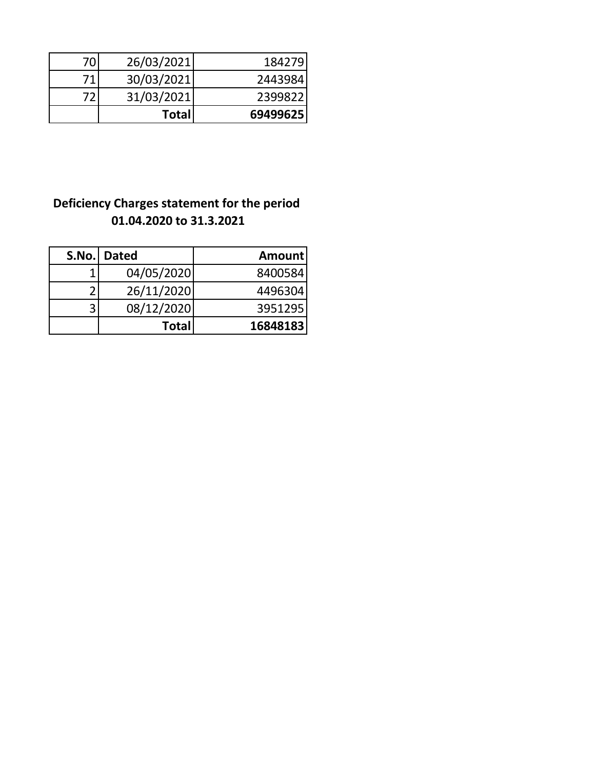| | | |
|---|---|---|
| 70 | 26/03/2021 | 184279 |
| 71 | 30/03/2021 | 2443984 |
| 72 | 31/03/2021 | 2399822 |
| | **Total** | **69499625** |

**Deficiency Charges statement for the period 01.04.2020 to 31.3.2021**

| S.No. | Dated | Amount |
|---|---|---|
| 1 | 04/05/2020 | 8400584 |
| 2 | 26/11/2020 | 4496304 |
| 3 | 08/12/2020 | 3951295 |
| | **Total** | **16848183** |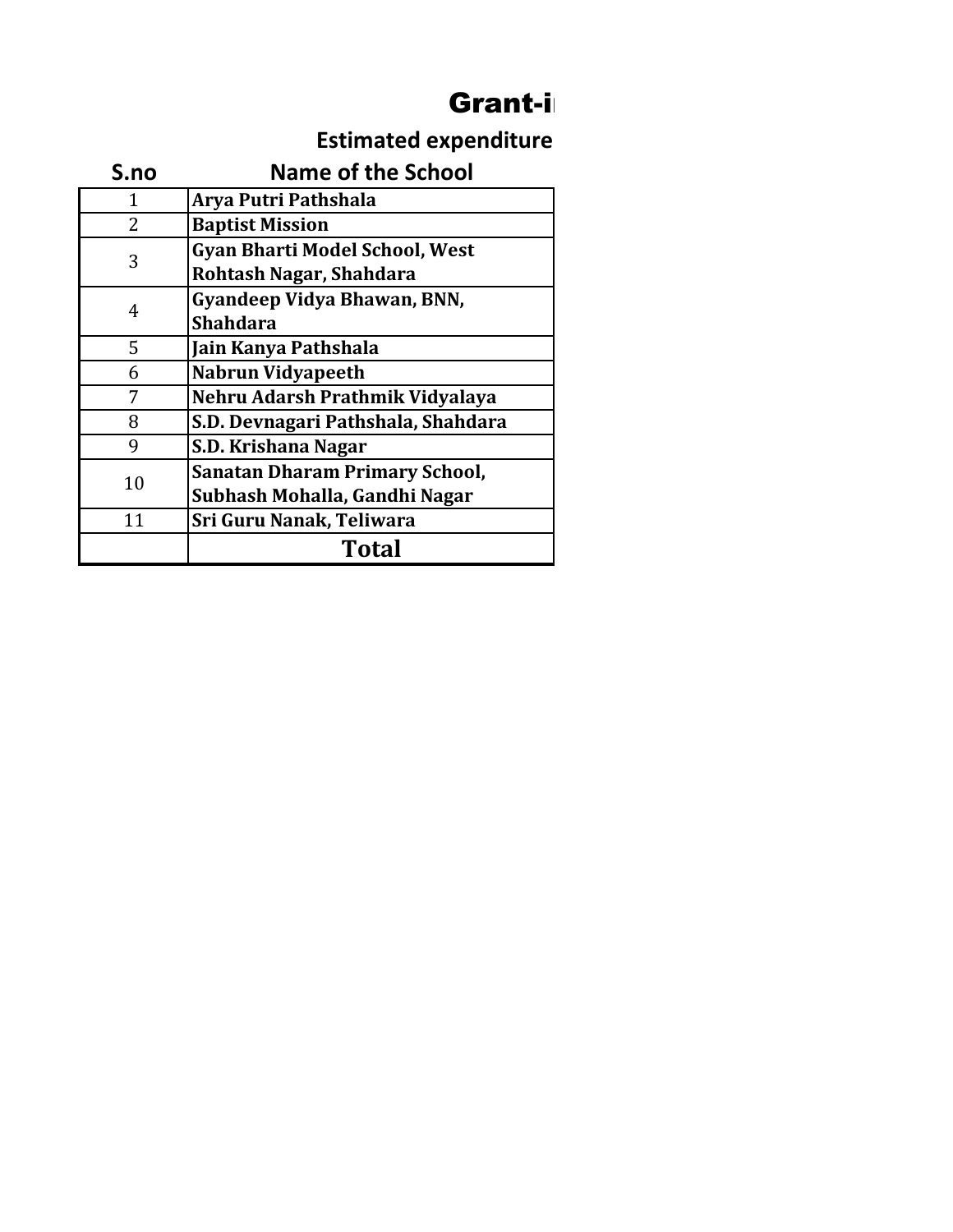# Grant-i

## Estimated expenditure

| S.no | Name of the School |
|---|---|
| 1 | Arya Putri Pathshala |
| 2 | Baptist Mission |
| 3 | Gyan Bharti Model School, West Rohtash Nagar, Shahdara |
| 4 | Gyandeep Vidya Bhawan, BNN, Shahdara |
| 5 | Jain Kanya Pathshala |
| 6 | Nabrun Vidyapeeth |
| 7 | Nehru Adarsh Prathmik Vidyalaya |
| 8 | S.D. Devnagari Pathshala, Shahdara |
| 9 | S.D. Krishana Nagar |
| 10 | Sanatan Dharam Primary School, Subhash Mohalla, Gandhi Nagar |
| 11 | Sri Guru Nanak, Teliwara |
| | **Total** |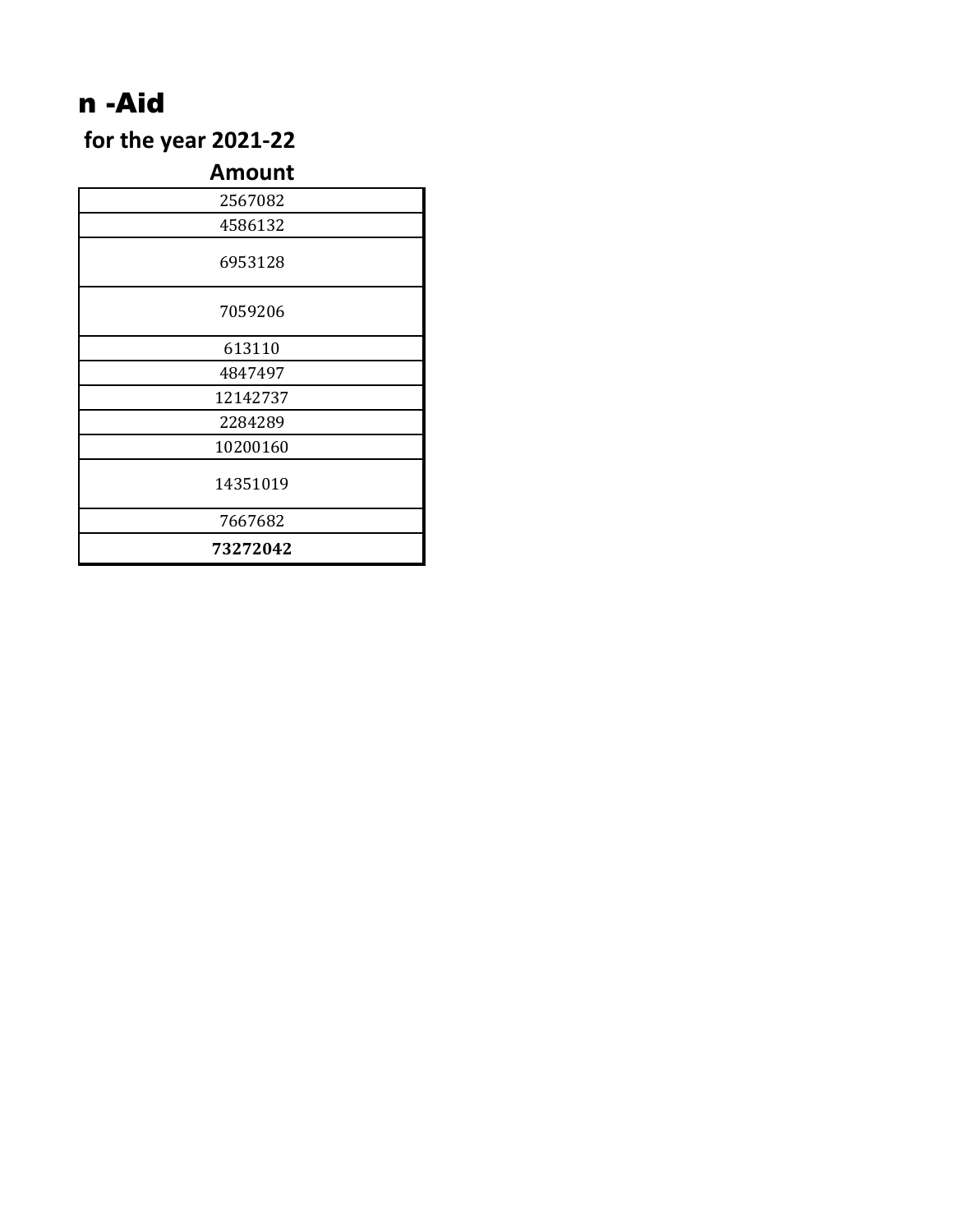# n -Aid

## for the year 2021-22

| Amount |
|---|
| 2567082 |
| 4586132 |
| 6953128 |
| 7059206 |
| 613110 |
| 4847497 |
| 12142737 |
| 2284289 |
| 10200160 |
| 14351019 |
| 7667682 |
| **73272042** |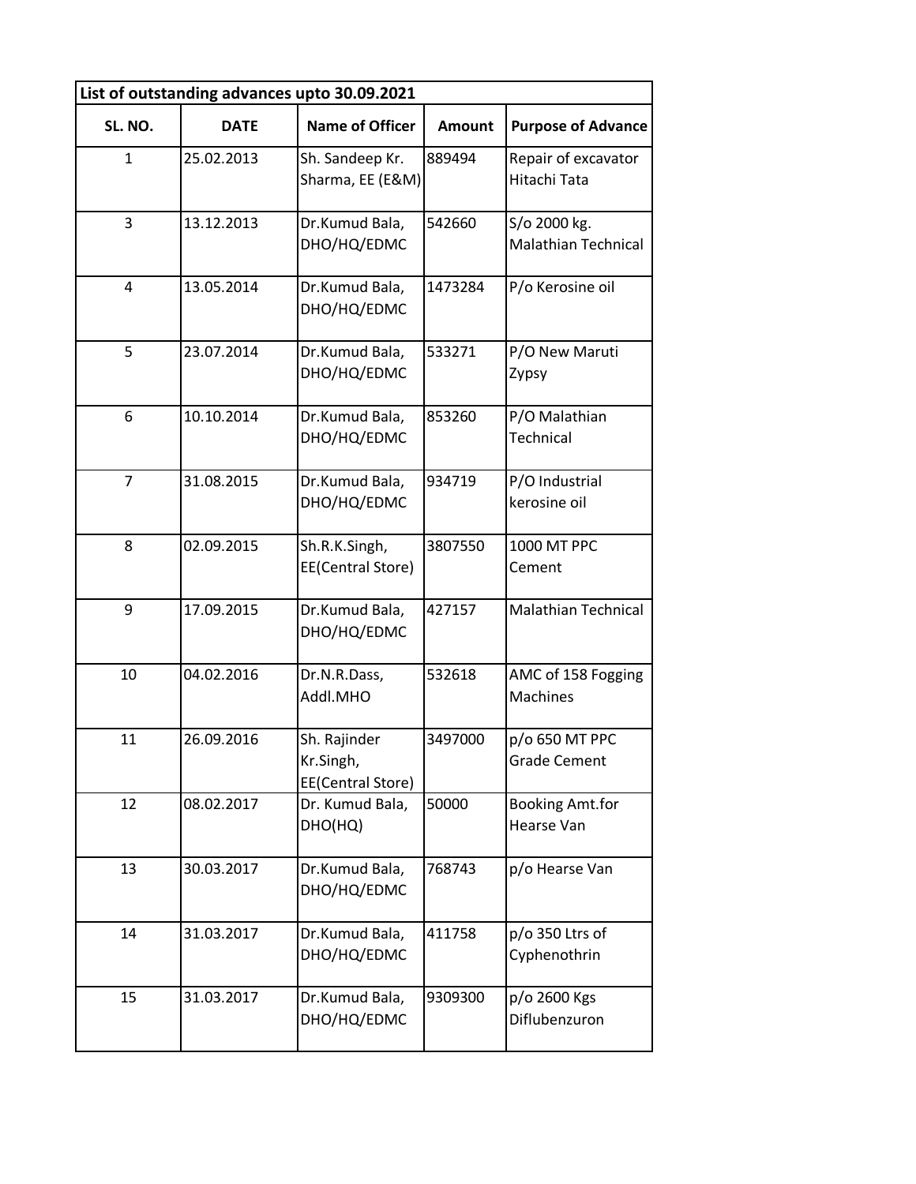| List of outstanding advances upto 30.09.2021 | | | | |
|---|---|---|---|---|
| SL. NO. | DATE | Name of Officer | Amount | Purpose of Advance |
| 1 | 25.02.2013 | Sh. Sandeep Kr. Sharma, EE (E&M) | 889494 | Repair of excavator Hitachi Tata |
| 3 | 13.12.2013 | Dr.Kumud Bala, DHO/HQ/EDMC | 542660 | S/o 2000 kg. Malathian Technical |
| 4 | 13.05.2014 | Dr.Kumud Bala, DHO/HQ/EDMC | 1473284 | P/o Kerosine oil |
| 5 | 23.07.2014 | Dr.Kumud Bala, DHO/HQ/EDMC | 533271 | P/O New Maruti Zypsy |
| 6 | 10.10.2014 | Dr.Kumud Bala, DHO/HQ/EDMC | 853260 | P/O Malathian Technical |
| 7 | 31.08.2015 | Dr.Kumud Bala, DHO/HQ/EDMC | 934719 | P/O Industrial kerosine oil |
| 8 | 02.09.2015 | Sh.R.K.Singh, EE(Central Store) | 3807550 | 1000 MT PPC Cement |
| 9 | 17.09.2015 | Dr.Kumud Bala, DHO/HQ/EDMC | 427157 | Malathian Technical |
| 10 | 04.02.2016 | Dr.N.R.Dass, Addl.MHO | 532618 | AMC of 158 Fogging Machines |
| 11 | 26.09.2016 | Sh. Rajinder Kr.Singh, EE(Central Store) | 3497000 | p/o 650 MT PPC Grade Cement |
| 12 | 08.02.2017 | Dr. Kumud Bala, DHO(HQ) | 50000 | Booking Amt.for Hearse Van |
| 13 | 30.03.2017 | Dr.Kumud Bala, DHO/HQ/EDMC | 768743 | p/o Hearse Van |
| 14 | 31.03.2017 | Dr.Kumud Bala, DHO/HQ/EDMC | 411758 | p/o 350 Ltrs of Cyphenothrin |
| 15 | 31.03.2017 | Dr.Kumud Bala, DHO/HQ/EDMC | 9309300 | p/o 2600 Kgs Diflubenzuron |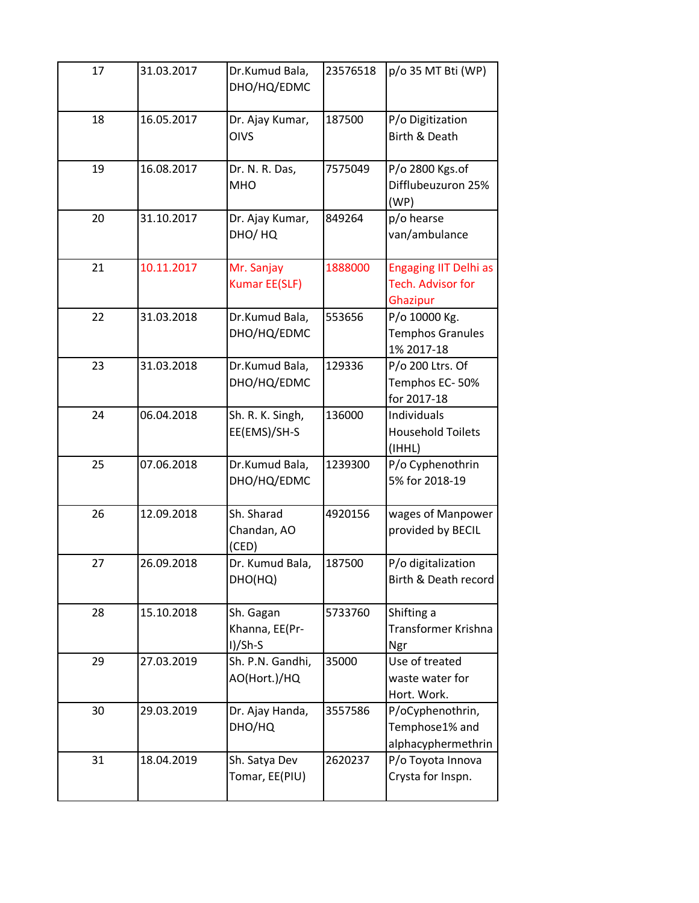| 17 | 31.03.2017 | Dr.Kumud Bala, DHO/HQ/EDMC | 23576518 | p/o 35 MT Bti (WP) |
|---|---|---|---|---|
| 18 | 16.05.2017 | Dr. Ajay Kumar, OIVS | 187500 | P/o Digitization Birth & Death |
| 19 | 16.08.2017 | Dr. N. R. Das, MHO | 7575049 | P/o 2800 Kgs.of Difflubeuzuron 25% (WP) |
| 20 | 31.10.2017 | Dr. Ajay Kumar, DHO/ HQ | 849264 | p/o hearse van/ambulance |
| 21 | 10.11.2017 | Mr. Sanjay Kumar EE(SLF) | 1888000 | Engaging IIT Delhi as Tech. Advisor for Ghazipur |
| 22 | 31.03.2018 | Dr.Kumud Bala, DHO/HQ/EDMC | 553656 | P/o 10000 Kg. Temphos Granules 1% 2017-18 |
| 23 | 31.03.2018 | Dr.Kumud Bala, DHO/HQ/EDMC | 129336 | P/o 200 Ltrs. Of Temphos EC- 50% for 2017-18 |
| 24 | 06.04.2018 | Sh. R. K. Singh, EE(EMS)/SH-S | 136000 | Individuals Household Toilets (IHHL) |
| 25 | 07.06.2018 | Dr.Kumud Bala, DHO/HQ/EDMC | 1239300 | P/o Cyphenothrin 5% for 2018-19 |
| 26 | 12.09.2018 | Sh. Sharad Chandan, AO (CED) | 4920156 | wages of Manpower provided by BECIL |
| 27 | 26.09.2018 | Dr. Kumud Bala, DHO(HQ) | 187500 | P/o digitalization Birth & Death record |
| 28 | 15.10.2018 | Sh. Gagan Khanna, EE(Pr-I)/Sh-S | 5733760 | Shifting a Transformer Krishna Ngr |
| 29 | 27.03.2019 | Sh. P.N. Gandhi, AO(Hort.)/HQ | 35000 | Use of treated waste water for Hort. Work. |
| 30 | 29.03.2019 | Dr. Ajay Handa, DHO/HQ | 3557586 | P/oCyphenothrin, Temphose1% and alphacyphermethrin |
| 31 | 18.04.2019 | Sh. Satya Dev Tomar, EE(PIU) | 2620237 | P/o Toyota Innova Crysta for Inspn. |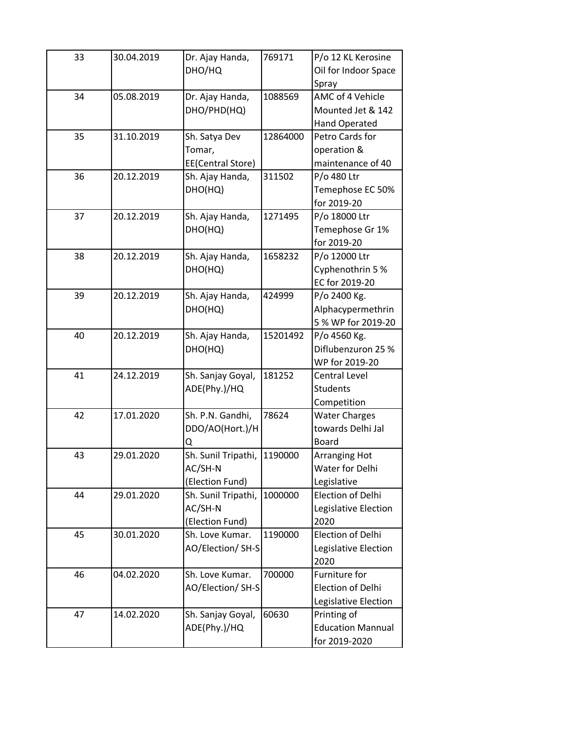| 33 | 30.04.2019 | Dr. Ajay Handa, DHO/HQ | 769171 | P/o 12 KL Kerosine Oil for Indoor Space Spray |
|---|---|---|---|---|
| 34 | 05.08.2019 | Dr. Ajay Handa, DHO/PHD(HQ) | 1088569 | AMC of 4 Vehicle Mounted Jet & 142 Hand Operated |
| 35 | 31.10.2019 | Sh. Satya Dev Tomar, EE(Central Store) | 12864000 | Petro Cards for operation & maintenance of 40 |
| 36 | 20.12.2019 | Sh. Ajay Handa, DHO(HQ) | 311502 | P/o 480 Ltr Temephose EC 50% for 2019-20 |
| 37 | 20.12.2019 | Sh. Ajay Handa, DHO(HQ) | 1271495 | P/o 18000 Ltr Temephose Gr 1% for 2019-20 |
| 38 | 20.12.2019 | Sh. Ajay Handa, DHO(HQ) | 1658232 | P/o 12000 Ltr Cyphenothrin 5 % EC for 2019-20 |
| 39 | 20.12.2019 | Sh. Ajay Handa, DHO(HQ) | 424999 | P/o 2400 Kg. Alphacypermethrin 5 % WP for 2019-20 |
| 40 | 20.12.2019 | Sh. Ajay Handa, DHO(HQ) | 15201492 | P/o 4560 Kg. Diflubenzuron 25 % WP for 2019-20 |
| 41 | 24.12.2019 | Sh. Sanjay Goyal, ADE(Phy.)/HQ | 181252 | Central Level Students Competition |
| 42 | 17.01.2020 | Sh. P.N. Gandhi, DDO/AO(Hort.)/HQ | 78624 | Water Charges towards Delhi Jal Board |
| 43 | 29.01.2020 | Sh. Sunil Tripathi, AC/SH-N (Election Fund) | 1190000 | Arranging Hot Water for Delhi Legislative |
| 44 | 29.01.2020 | Sh. Sunil Tripathi, AC/SH-N (Election Fund) | 1000000 | Election of Delhi Legislative Election 2020 |
| 45 | 30.01.2020 | Sh. Love Kumar. AO/Election/ SH-S | 1190000 | Election of Delhi Legislative Election 2020 |
| 46 | 04.02.2020 | Sh. Love Kumar. AO/Election/ SH-S | 700000 | Furniture for Election of Delhi Legislative Election |
| 47 | 14.02.2020 | Sh. Sanjay Goyal, ADE(Phy.)/HQ | 60630 | Printing of Education Mannual for 2019-2020 |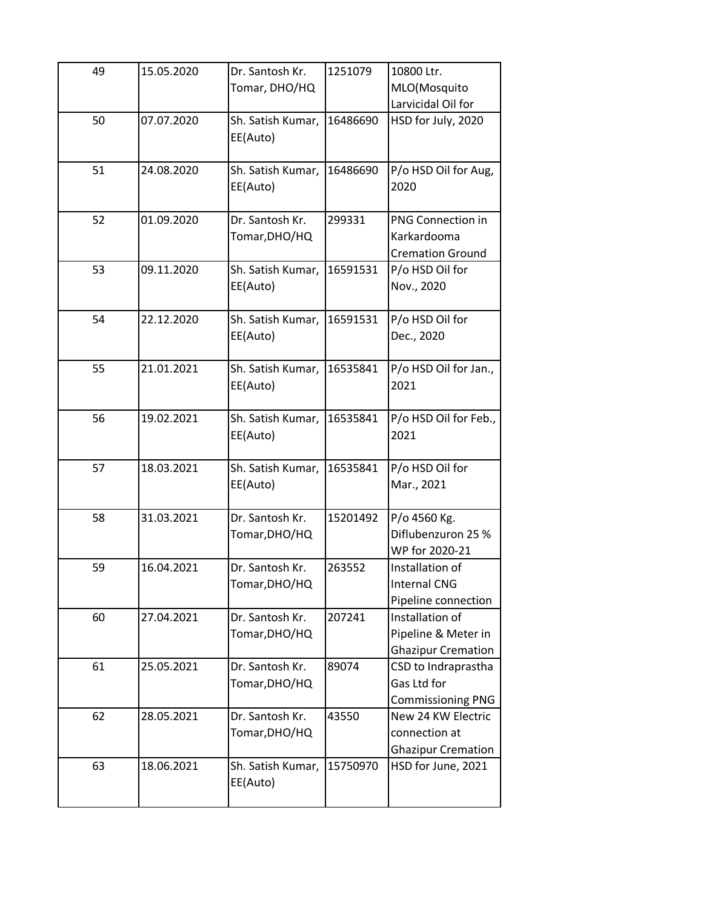| | | | | |
|---|---|---|---|---|
| 49 | 15.05.2020 | Dr. Santosh Kr. Tomar, DHO/HQ | 1251079 | 10800 Ltr. MLO(Mosquito Larvicidal Oil for |
| 50 | 07.07.2020 | Sh. Satish Kumar, EE(Auto) | 16486690 | HSD for July, 2020 |
| 51 | 24.08.2020 | Sh. Satish Kumar, EE(Auto) | 16486690 | P/o HSD Oil for Aug, 2020 |
| 52 | 01.09.2020 | Dr. Santosh Kr. Tomar,DHO/HQ | 299331 | PNG Connection in Karkardooma Cremation Ground |
| 53 | 09.11.2020 | Sh. Satish Kumar, EE(Auto) | 16591531 | P/o HSD Oil for Nov., 2020 |
| 54 | 22.12.2020 | Sh. Satish Kumar, EE(Auto) | 16591531 | P/o HSD Oil for Dec., 2020 |
| 55 | 21.01.2021 | Sh. Satish Kumar, EE(Auto) | 16535841 | P/o HSD Oil for Jan., 2021 |
| 56 | 19.02.2021 | Sh. Satish Kumar, EE(Auto) | 16535841 | P/o HSD Oil for Feb., 2021 |
| 57 | 18.03.2021 | Sh. Satish Kumar, EE(Auto) | 16535841 | P/o HSD Oil for Mar., 2021 |
| 58 | 31.03.2021 | Dr. Santosh Kr. Tomar,DHO/HQ | 15201492 | P/o 4560 Kg. Diflubenzuron 25 % WP for 2020-21 |
| 59 | 16.04.2021 | Dr. Santosh Kr. Tomar,DHO/HQ | 263552 | Installation of Internal CNG Pipeline connection |
| 60 | 27.04.2021 | Dr. Santosh Kr. Tomar,DHO/HQ | 207241 | Installation of Pipeline & Meter in Ghazipur Cremation |
| 61 | 25.05.2021 | Dr. Santosh Kr. Tomar,DHO/HQ | 89074 | CSD to Indraprastha Gas Ltd for Commissioning PNG |
| 62 | 28.05.2021 | Dr. Santosh Kr. Tomar,DHO/HQ | 43550 | New 24 KW Electric connection at Ghazipur Cremation |
| 63 | 18.06.2021 | Sh. Satish Kumar, EE(Auto) | 15750970 | HSD for June, 2021 |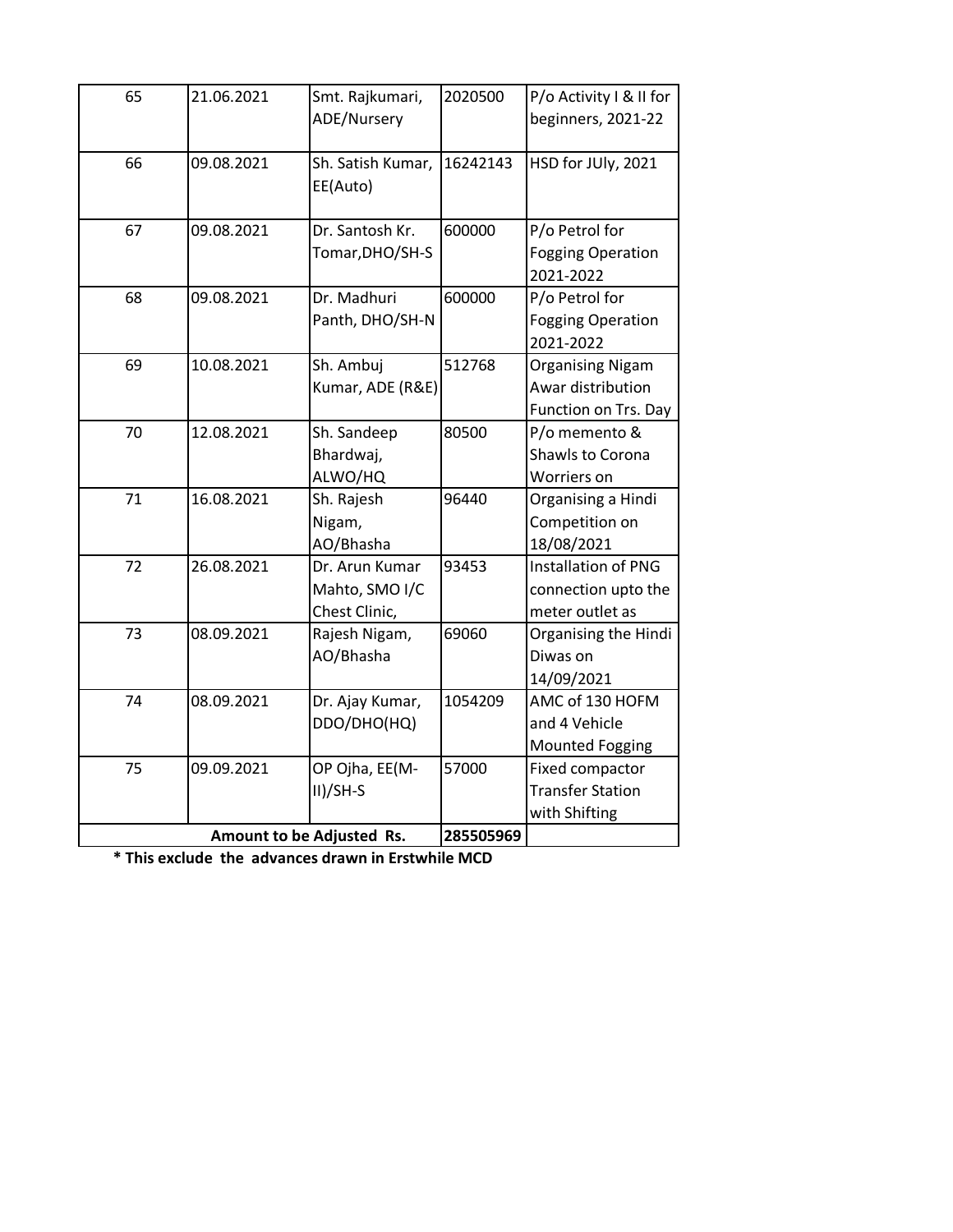| 65 | 21.06.2021 | Smt. Rajkumari, ADE/Nursery | 2020500 | P/o Activity I & II for beginners, 2021-22 |
|---|---|---|---|---|
| 66 | 09.08.2021 | Sh. Satish Kumar, EE(Auto) | 16242143 | HSD for JUly, 2021 |
| 67 | 09.08.2021 | Dr. Santosh Kr. Tomar,DHO/SH-S | 600000 | P/o Petrol for Fogging Operation 2021-2022 |
| 68 | 09.08.2021 | Dr. Madhuri Panth, DHO/SH-N | 600000 | P/o Petrol for Fogging Operation 2021-2022 |
| 69 | 10.08.2021 | Sh. Ambuj Kumar, ADE (R&E) | 512768 | Organising Nigam Awar distribution Function on Trs. Day |
| 70 | 12.08.2021 | Sh. Sandeep Bhardwaj, ALWO/HQ | 80500 | P/o memento & Shawls to Corona Worriers on |
| 71 | 16.08.2021 | Sh. Rajesh Nigam, AO/Bhasha | 96440 | Organising a Hindi Competition on 18/08/2021 |
| 72 | 26.08.2021 | Dr. Arun Kumar Mahto, SMO I/C Chest Clinic, | 93453 | Installation of PNG connection upto the meter outlet as |
| 73 | 08.09.2021 | Rajesh Nigam, AO/Bhasha | 69060 | Organising the Hindi Diwas on 14/09/2021 |
| 74 | 08.09.2021 | Dr. Ajay Kumar, DDO/DHO(HQ) | 1054209 | AMC of 130 HOFM and 4 Vehicle Mounted Fogging |
| 75 | 09.09.2021 | OP Ojha, EE(M-II)/SH-S | 57000 | Fixed compactor Transfer Station with Shifting |
| **Amount to be Adjusted Rs.** | | | **285505969** | |

**\* This exclude the advances drawn in Erstwhile MCD**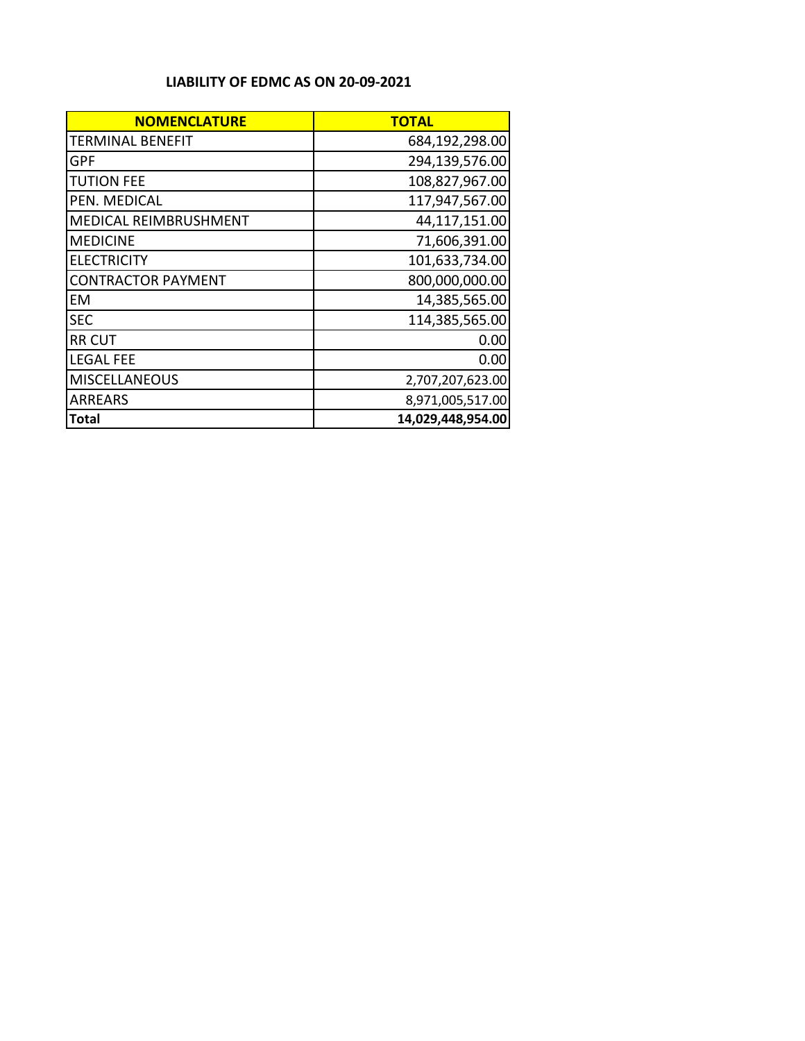**LIABILITY OF EDMC AS ON 20-09-2021**

| NOMENCLATURE | TOTAL |
|---|---|
| TERMINAL BENEFIT | 684,192,298.00 |
| GPF | 294,139,576.00 |
| TUTION FEE | 108,827,967.00 |
| PEN. MEDICAL | 117,947,567.00 |
| MEDICAL REIMBRUSHMENT | 44,117,151.00 |
| MEDICINE | 71,606,391.00 |
| ELECTRICITY | 101,633,734.00 |
| CONTRACTOR PAYMENT | 800,000,000.00 |
| EM | 14,385,565.00 |
| SEC | 114,385,565.00 |
| RR CUT | 0.00 |
| LEGAL FEE | 0.00 |
| MISCELLANEOUS | 2,707,207,623.00 |
| ARREARS | 8,971,005,517.00 |
| **Total** | **14,029,448,954.00** |